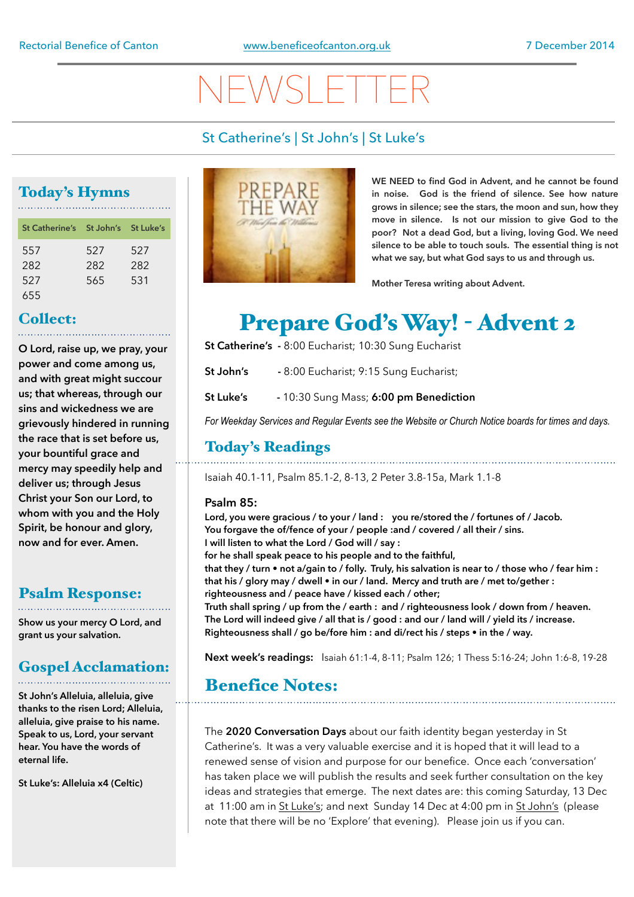Rectorial Benefice of Canton | www.beneficeofcanton.org.uk | 7 December 2014

# NEWSLETTER

St Catherine's | St John's | St Luke's

## Today's Hymns

| St Catherine's | St John's | St Luke's |
|---|---|---|
| 557 | 527 | 527 |
| 282 | 282 | 282 |
| 527 | 565 | 531 |
| 655 | | |

## Collect:

**O Lord, raise up, we pray, your power and come among us, and with great might succour us; that whereas, through our sins and wickedness we are grievously hindered in running the race that is set before us, your bountiful grace and mercy may speedily help and deliver us; through Jesus Christ your Son our Lord, to whom with you and the Holy Spirit, be honour and glory, now and for ever. Amen.**

## Psalm Response:

**Show us your mercy O Lord, and grant us your salvation.**

## Gospel Acclamation:

**St John's Alleluia, alleluia, give thanks to the risen Lord; Alleluia, alleluia, give praise to his name. Speak to us, Lord, your servant hear. You have the words of eternal life.**

**St Luke's: Alleluia x4 (Celtic)**

**WE NEED to find God in Advent, and he cannot be found in noise. God is the friend of silence. See how nature grows in silence; see the stars, the moon and sun, how they move in silence. Is not our mission to give God to the poor? Not a dead God, but a living, loving God. We need silence to be able to touch souls. The essential thing is not what we say, but what God says to us and through us.**

**Mother Teresa writing about Advent.**

# Prepare God's Way! - Advent 2

**St Catherine's** - 8:00 Eucharist; 10:30 Sung Eucharist

**St John's** - 8:00 Eucharist; 9:15 Sung Eucharist;

**St Luke's** - 10:30 Sung Mass; **6:00 pm Benediction**

*For Weekday Services and Regular Events see the Website or Church Notice boards for times and days.*

## Today's Readings

Isaiah 40.1-11, Psalm 85.1-2, 8-13, 2 Peter 3.8-15a, Mark 1.1-8

**Psalm 85:**

**Lord, you were gracious / to your / land : you re/stored the / fortunes of / Jacob.**
**You forgave the of/fence of your / people :and / covered / all their / sins.**
**I will listen to what the Lord / God will / say :**
**for he shall speak peace to his people and to the faithful,**
**that they / turn • not a/gain to / folly. Truly, his salvation is near to / those who / fear him :**
**that his / glory may / dwell • in our / land. Mercy and truth are / met to/gether :**
**righteousness and / peace have / kissed each / other;**
**Truth shall spring / up from the / earth : and / righteousness look / down from / heaven.**
**The Lord will indeed give / all that is / good : and our / land will / yield its / increase.**
**Righteousness shall / go be/fore him : and di/rect his / steps • in the / way.**

**Next week's readings:** Isaiah 61:1-4, 8-11; Psalm 126; 1 Thess 5:16-24; John 1:6-8, 19-28

## Benefice Notes:

The **2020 Conversation Days** about our faith identity began yesterday in St Catherine's. It was a very valuable exercise and it is hoped that it will lead to a renewed sense of vision and purpose for our benefice. Once each 'conversation' has taken place we will publish the results and seek further consultation on the key ideas and strategies that emerge. The next dates are: this coming Saturday, 13 Dec at 11:00 am in St Luke's; and next Sunday 14 Dec at 4:00 pm in St John's (please note that there will be no 'Explore' that evening). Please join us if you can.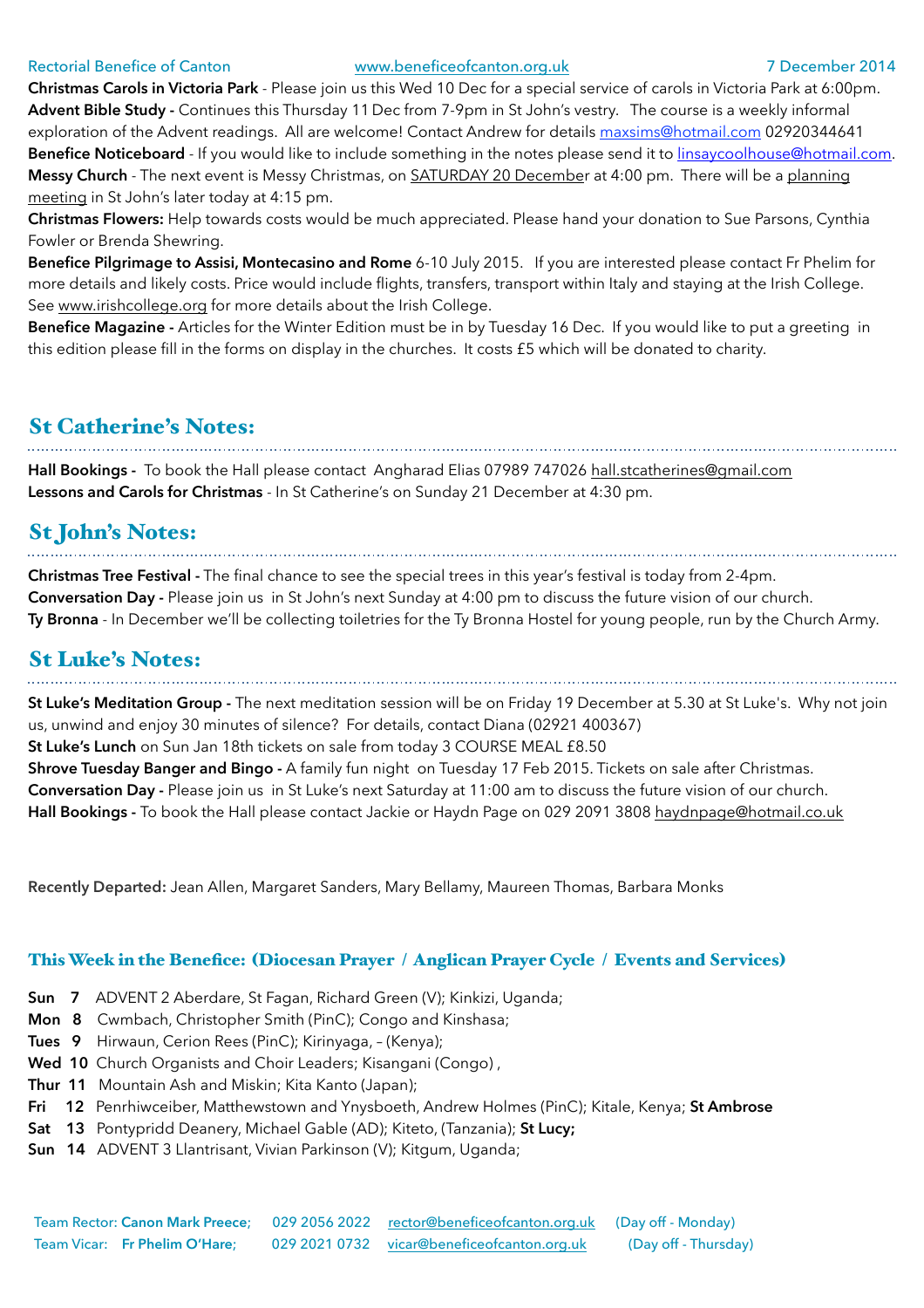Rectorial Benefice of Canton www.beneficeofcanton.org.uk 7 December 2014

**Christmas Carols in Victoria Park** - Please join us this Wed 10 Dec for a special service of carols in Victoria Park at 6:00pm.
**Advent Bible Study -** Continues this Thursday 11 Dec from 7-9pm in St John's vestry. The course is a weekly informal exploration of the Advent readings. All are welcome! Contact Andrew for details maxsims@hotmail.com 02920344641
**Benefice Noticeboard** - If you would like to include something in the notes please send it to linsaycoolhouse@hotmail.com.
**Messy Church** - The next event is Messy Christmas, on SATURDAY 20 December at 4:00 pm. There will be a planning meeting in St John's later today at 4:15 pm.
**Christmas Flowers:** Help towards costs would be much appreciated. Please hand your donation to Sue Parsons, Cynthia Fowler or Brenda Shewring.
**Benefice Pilgrimage to Assisi, Montecasino and Rome** 6-10 July 2015. If you are interested please contact Fr Phelim for more details and likely costs. Price would include flights, transfers, transport within Italy and staying at the Irish College. See www.irishcollege.org for more details about the Irish College.
**Benefice Magazine -** Articles for the Winter Edition must be in by Tuesday 16 Dec. If you would like to put a greeting in this edition please fill in the forms on display in the churches. It costs £5 which will be donated to charity.

## St Catherine's Notes:

**Hall Bookings -** To book the Hall please contact Angharad Elias 07989 747026 hall.stcatherines@gmail.com
**Lessons and Carols for Christmas** - In St Catherine's on Sunday 21 December at 4:30 pm.

## St John's Notes:

**Christmas Tree Festival -** The final chance to see the special trees in this year's festival is today from 2-4pm.
**Conversation Day -** Please join us in St John's next Sunday at 4:00 pm to discuss the future vision of our church.
**Ty Bronna** - In December we'll be collecting toiletries for the Ty Bronna Hostel for young people, run by the Church Army.

## St Luke's Notes:

**St Luke's Meditation Group -** The next meditation session will be on Friday 19 December at 5.30 at St Luke's. Why not join us, unwind and enjoy 30 minutes of silence? For details, contact Diana (02921 400367)
**St Luke's Lunch** on Sun Jan 18th tickets on sale from today 3 COURSE MEAL £8.50
**Shrove Tuesday Banger and Bingo -** A family fun night on Tuesday 17 Feb 2015. Tickets on sale after Christmas.
**Conversation Day -** Please join us in St Luke's next Saturday at 11:00 am to discuss the future vision of our church.
**Hall Bookings -** To book the Hall please contact Jackie or Haydn Page on 029 2091 3808 haydnpage@hotmail.co.uk

**Recently Departed:** Jean Allen, Margaret Sanders, Mary Bellamy, Maureen Thomas, Barbara Monks

### This Week in the Benefice: (Diocesan Prayer / Anglican Prayer Cycle / Events and Services)

**Sun 7** ADVENT 2 Aberdare, St Fagan, Richard Green (V); Kinkizi, Uganda;
**Mon 8** Cwmbach, Christopher Smith (PinC); Congo and Kinshasa;
**Tues 9** Hirwaun, Cerion Rees (PinC); Kirinyaga, – (Kenya);
**Wed 10** Church Organists and Choir Leaders; Kisangani (Congo) ,
**Thur 11** Mountain Ash and Miskin; Kita Kanto (Japan);
**Fri 12** Penrhiwceiber, Matthewstown and Ynysboeth, Andrew Holmes (PinC); Kitale, Kenya; **St Ambrose**
**Sat 13** Pontypridd Deanery, Michael Gable (AD); Kiteto, (Tanzania); **St Lucy;**
**Sun 14** ADVENT 3 Llantrisant, Vivian Parkinson (V); Kitgum, Uganda;

Team Rector: **Canon Mark Preece;** 029 2056 2022 rector@beneficeofcanton.org.uk (Day off - Monday)
Team Vicar: **Fr Phelim O'Hare;** 029 2021 0732 vicar@beneficeofcanton.org.uk (Day off - Thursday)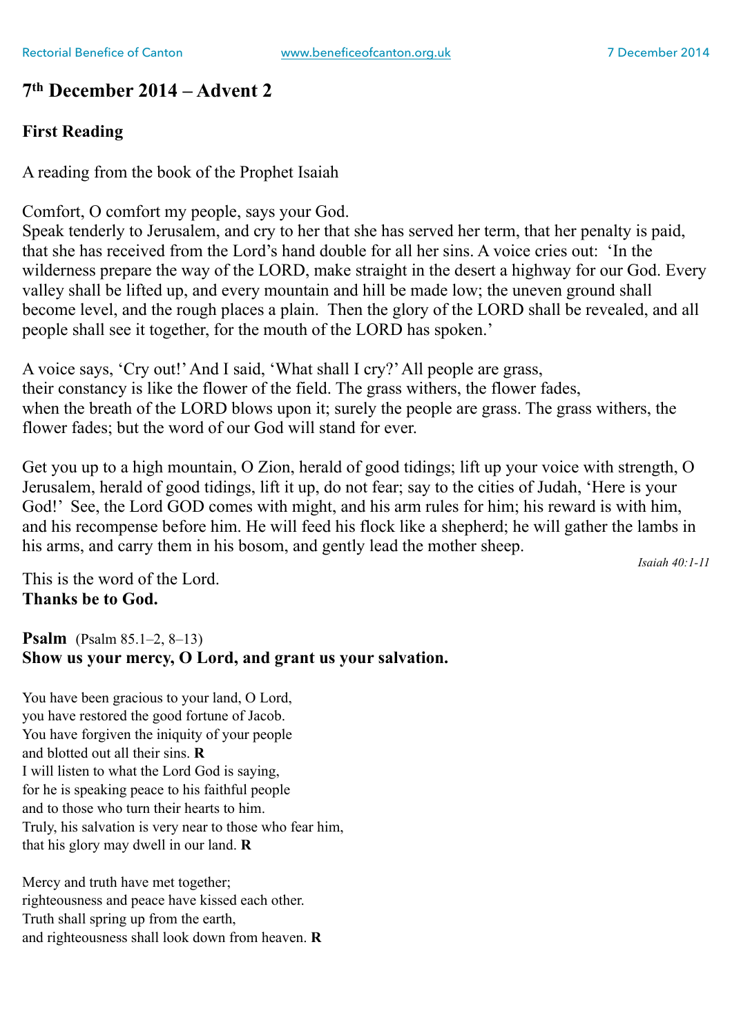# 7th December 2014 – Advent 2

**First Reading**

A reading from the book of the Prophet Isaiah

Comfort, O comfort my people, says your God.
Speak tenderly to Jerusalem, and cry to her that she has served her term, that her penalty is paid, that she has received from the Lord's hand double for all her sins. A voice cries out: 'In the wilderness prepare the way of the LORD, make straight in the desert a highway for our God. Every valley shall be lifted up, and every mountain and hill be made low; the uneven ground shall become level, and the rough places a plain. Then the glory of the LORD shall be revealed, and all people shall see it together, for the mouth of the LORD has spoken.'

A voice says, 'Cry out!' And I said, 'What shall I cry?' All people are grass,
their constancy is like the flower of the field. The grass withers, the flower fades,
when the breath of the LORD blows upon it; surely the people are grass. The grass withers, the flower fades; but the word of our God will stand for ever.

Get you up to a high mountain, O Zion, herald of good tidings; lift up your voice with strength, O Jerusalem, herald of good tidings, lift it up, do not fear; say to the cities of Judah, 'Here is your God!' See, the Lord GOD comes with might, and his arm rules for him; his reward is with him, and his recompense before him. He will feed his flock like a shepherd; he will gather the lambs in his arms, and carry them in his bosom, and gently lead the mother sheep.

*Isaiah 40:1-11*

This is the word of the Lord.
**Thanks be to God.**

**Psalm** (Psalm 85.1–2, 8–13)
**Show us your mercy, O Lord, and grant us your salvation.**

You have been gracious to your land, O Lord,
you have restored the good fortune of Jacob.
You have forgiven the iniquity of your people
and blotted out all their sins. **R**
I will listen to what the Lord God is saying,
for he is speaking peace to his faithful people
and to those who turn their hearts to him.
Truly, his salvation is very near to those who fear him,
that his glory may dwell in our land. **R**

Mercy and truth have met together;
righteousness and peace have kissed each other.
Truth shall spring up from the earth,
and righteousness shall look down from heaven. **R**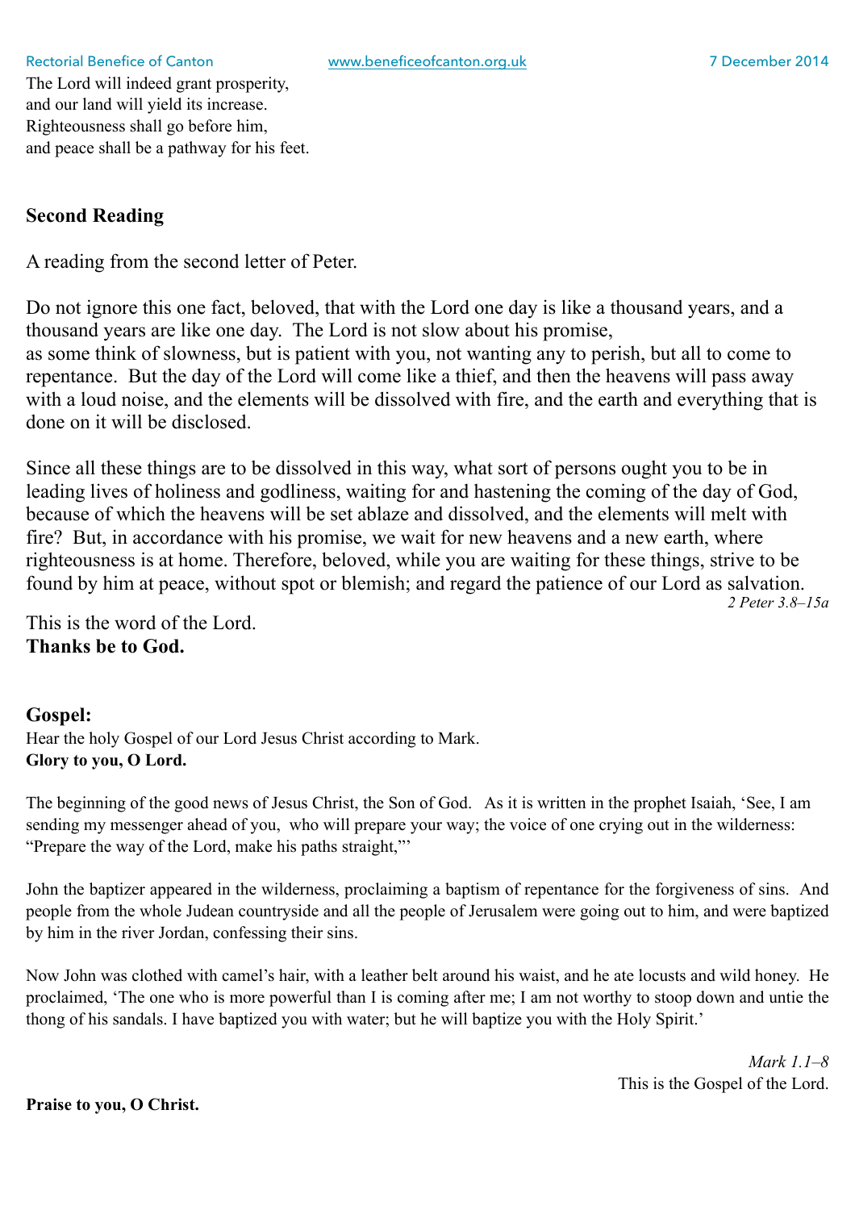The Lord will indeed grant prosperity,
and our land will yield its increase.
Righteousness shall go before him,
and peace shall be a pathway for his feet.

## Second Reading

A reading from the second letter of Peter.

Do not ignore this one fact, beloved, that with the Lord one day is like a thousand years, and a thousand years are like one day. The Lord is not slow about his promise,
as some think of slowness, but is patient with you, not wanting any to perish, but all to come to repentance. But the day of the Lord will come like a thief, and then the heavens will pass away with a loud noise, and the elements will be dissolved with fire, and the earth and everything that is done on it will be disclosed.

Since all these things are to be dissolved in this way, what sort of persons ought you to be in leading lives of holiness and godliness, waiting for and hastening the coming of the day of God, because of which the heavens will be set ablaze and dissolved, and the elements will melt with fire? But, in accordance with his promise, we wait for new heavens and a new earth, where righteousness is at home. Therefore, beloved, while you are waiting for these things, strive to be found by him at peace, without spot or blemish; and regard the patience of our Lord as salvation.

*2 Peter 3.8–15a*

This is the word of the Lord.
**Thanks be to God.**

## Gospel:

Hear the holy Gospel of our Lord Jesus Christ according to Mark.
**Glory to you, O Lord.**

The beginning of the good news of Jesus Christ, the Son of God. As it is written in the prophet Isaiah, 'See, I am sending my messenger ahead of you, who will prepare your way; the voice of one crying out in the wilderness: "Prepare the way of the Lord, make his paths straight,"'

John the baptizer appeared in the wilderness, proclaiming a baptism of repentance for the forgiveness of sins. And people from the whole Judean countryside and all the people of Jerusalem were going out to him, and were baptized by him in the river Jordan, confessing their sins.

Now John was clothed with camel's hair, with a leather belt around his waist, and he ate locusts and wild honey. He proclaimed, 'The one who is more powerful than I is coming after me; I am not worthy to stoop down and untie the thong of his sandals. I have baptized you with water; but he will baptize you with the Holy Spirit.'

*Mark 1.1–8*

This is the Gospel of the Lord.

**Praise to you, O Christ.**